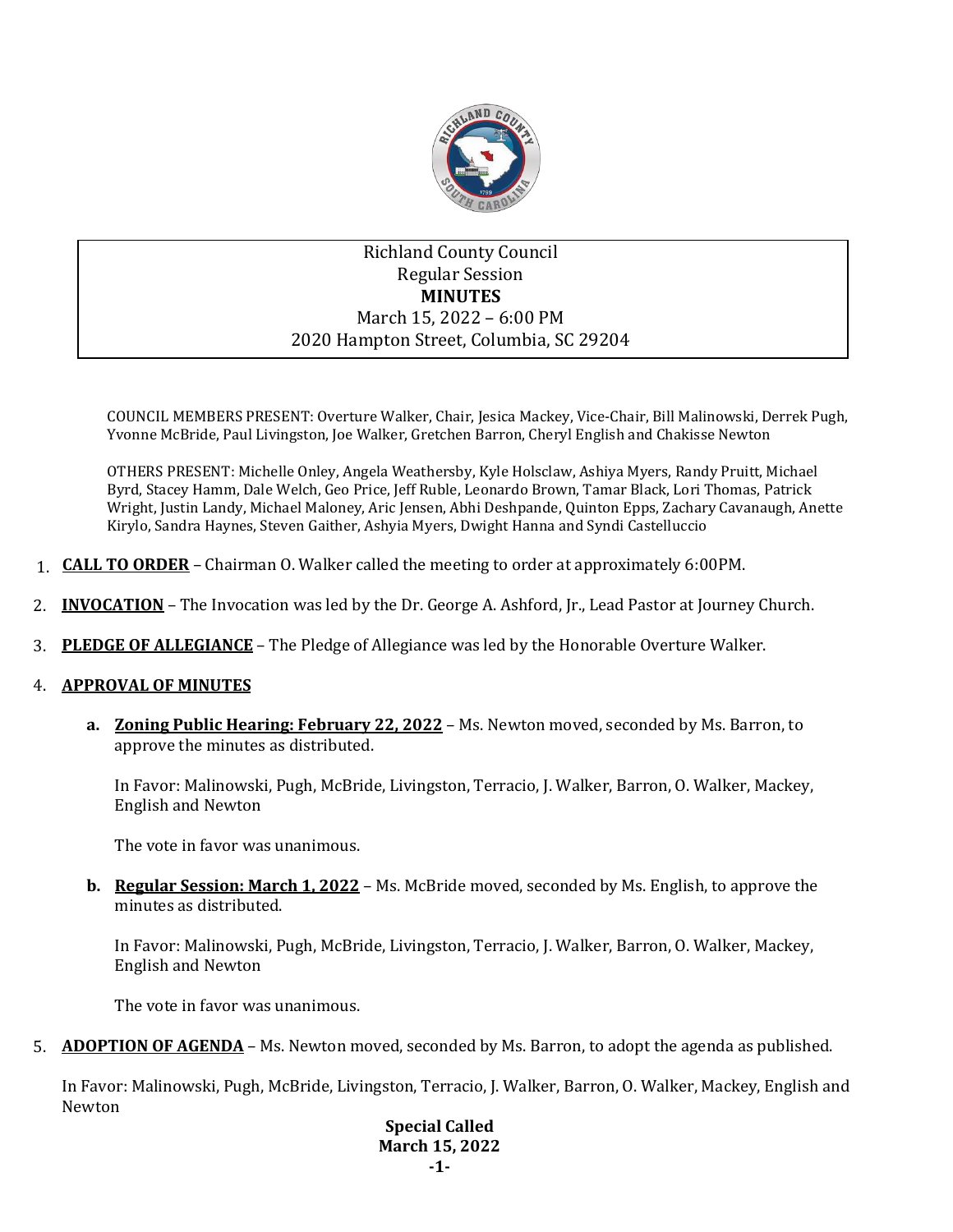Richland County Council
Regular Session
**MINUTES**
March 15, 2022 – 6:00 PM
2020 Hampton Street, Columbia, SC 29204

COUNCIL MEMBERS PRESENT: Overture Walker, Chair, Jesica Mackey, Vice-Chair, Bill Malinowski, Derrek Pugh, Yvonne McBride, Paul Livingston, Joe Walker, Gretchen Barron, Cheryl English and Chakisse Newton

OTHERS PRESENT: Michelle Onley, Angela Weathersby, Kyle Holsclaw, Ashiya Myers, Randy Pruitt, Michael Byrd, Stacey Hamm, Dale Welch, Geo Price, Jeff Ruble, Leonardo Brown, Tamar Black, Lori Thomas, Patrick Wright, Justin Landy, Michael Maloney, Aric Jensen, Abhi Deshpande, Quinton Epps, Zachary Cavanaugh, Anette Kirylo, Sandra Haynes, Steven Gaither, Ashyia Myers, Dwight Hanna and Syndi Castelluccio

1. **CALL TO ORDER** – Chairman O. Walker called the meeting to order at approximately 6:00PM.

2. **INVOCATION** – The Invocation was led by the Dr. George A. Ashford, Jr., Lead Pastor at Journey Church.

3. **PLEDGE OF ALLEGIANCE** – The Pledge of Allegiance was led by the Honorable Overture Walker.

4. **APPROVAL OF MINUTES**

   a. **Zoning Public Hearing: February 22, 2022** – Ms. Newton moved, seconded by Ms. Barron, to approve the minutes as distributed.

      In Favor: Malinowski, Pugh, McBride, Livingston, Terracio, J. Walker, Barron, O. Walker, Mackey, English and Newton

      The vote in favor was unanimous.

   b. **Regular Session: March 1, 2022** – Ms. McBride moved, seconded by Ms. English, to approve the minutes as distributed.

      In Favor: Malinowski, Pugh, McBride, Livingston, Terracio, J. Walker, Barron, O. Walker, Mackey, English and Newton

      The vote in favor was unanimous.

5. **ADOPTION OF AGENDA** – Ms. Newton moved, seconded by Ms. Barron, to adopt the agenda as published.

   In Favor: Malinowski, Pugh, McBride, Livingston, Terracio, J. Walker, Barron, O. Walker, Mackey, English and Newton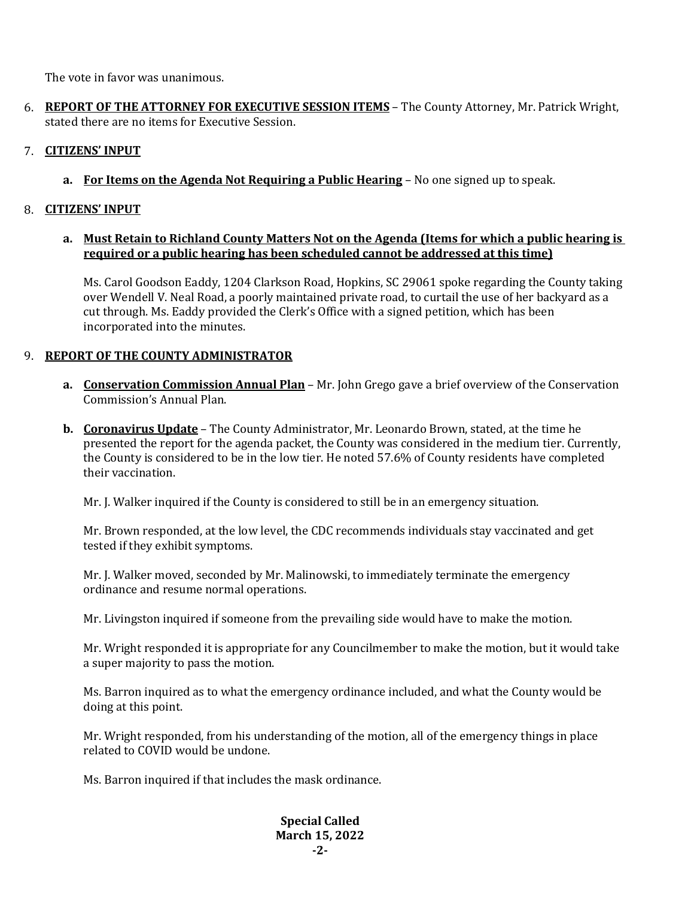The vote in favor was unanimous.

6. **REPORT OF THE ATTORNEY FOR EXECUTIVE SESSION ITEMS** – The County Attorney, Mr. Patrick Wright, stated there are no items for Executive Session.

7. **CITIZENS' INPUT**

   a. **For Items on the Agenda Not Requiring a Public Hearing** – No one signed up to speak.

8. **CITIZENS' INPUT**

   a. **Must Retain to Richland County Matters Not on the Agenda (Items for which a public hearing is required or a public hearing has been scheduled cannot be addressed at this time)**

      Ms. Carol Goodson Eaddy, 1204 Clarkson Road, Hopkins, SC 29061 spoke regarding the County taking over Wendell V. Neal Road, a poorly maintained private road, to curtail the use of her backyard as a cut through. Ms. Eaddy provided the Clerk's Office with a signed petition, which has been incorporated into the minutes.

9. **REPORT OF THE COUNTY ADMINISTRATOR**

   a. **Conservation Commission Annual Plan** – Mr. John Grego gave a brief overview of the Conservation Commission's Annual Plan.

   b. **Coronavirus Update** – The County Administrator, Mr. Leonardo Brown, stated, at the time he presented the report for the agenda packet, the County was considered in the medium tier. Currently, the County is considered to be in the low tier. He noted 57.6% of County residents have completed their vaccination.

      Mr. J. Walker inquired if the County is considered to still be in an emergency situation.

      Mr. Brown responded, at the low level, the CDC recommends individuals stay vaccinated and get tested if they exhibit symptoms.

      Mr. J. Walker moved, seconded by Mr. Malinowski, to immediately terminate the emergency ordinance and resume normal operations.

      Mr. Livingston inquired if someone from the prevailing side would have to make the motion.

      Mr. Wright responded it is appropriate for any Councilmember to make the motion, but it would take a super majority to pass the motion.

      Ms. Barron inquired as to what the emergency ordinance included, and what the County would be doing at this point.

      Mr. Wright responded, from his understanding of the motion, all of the emergency things in place related to COVID would be undone.

      Ms. Barron inquired if that includes the mask ordinance.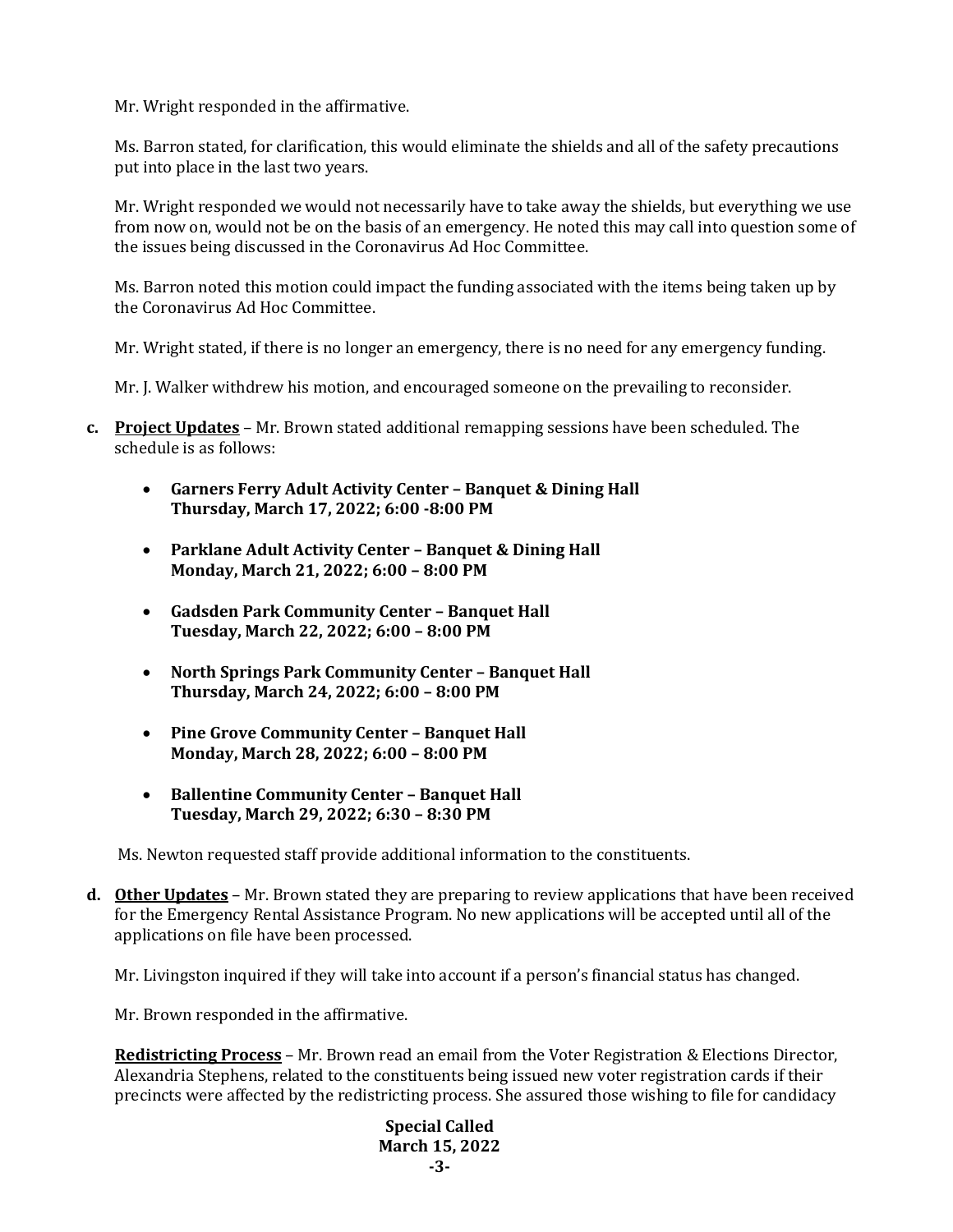Mr. Wright responded in the affirmative.

Ms. Barron stated, for clarification, this would eliminate the shields and all of the safety precautions put into place in the last two years.

Mr. Wright responded we would not necessarily have to take away the shields, but everything we use from now on, would not be on the basis of an emergency. He noted this may call into question some of the issues being discussed in the Coronavirus Ad Hoc Committee.

Ms. Barron noted this motion could impact the funding associated with the items being taken up by the Coronavirus Ad Hoc Committee.

Mr. Wright stated, if there is no longer an emergency, there is no need for any emergency funding.

Mr. J. Walker withdrew his motion, and encouraged someone on the prevailing to reconsider.

**c.** **Project Updates** – Mr. Brown stated additional remapping sessions have been scheduled. The schedule is as follows:

- **Garners Ferry Adult Activity Center – Banquet & Dining Hall Thursday, March 17, 2022; 6:00 -8:00 PM**
- **Parklane Adult Activity Center – Banquet & Dining Hall Monday, March 21, 2022; 6:00 – 8:00 PM**
- **Gadsden Park Community Center – Banquet Hall Tuesday, March 22, 2022; 6:00 – 8:00 PM**
- **North Springs Park Community Center – Banquet Hall Thursday, March 24, 2022; 6:00 – 8:00 PM**
- **Pine Grove Community Center – Banquet Hall Monday, March 28, 2022; 6:00 – 8:00 PM**
- **Ballentine Community Center – Banquet Hall Tuesday, March 29, 2022; 6:30 – 8:30 PM**

Ms. Newton requested staff provide additional information to the constituents.

**d.** **Other Updates** – Mr. Brown stated they are preparing to review applications that have been received for the Emergency Rental Assistance Program. No new applications will be accepted until all of the applications on file have been processed.

Mr. Livingston inquired if they will take into account if a person's financial status has changed.

Mr. Brown responded in the affirmative.

**Redistricting Process** – Mr. Brown read an email from the Voter Registration & Elections Director, Alexandria Stephens, related to the constituents being issued new voter registration cards if their precincts were affected by the redistricting process. She assured those wishing to file for candidacy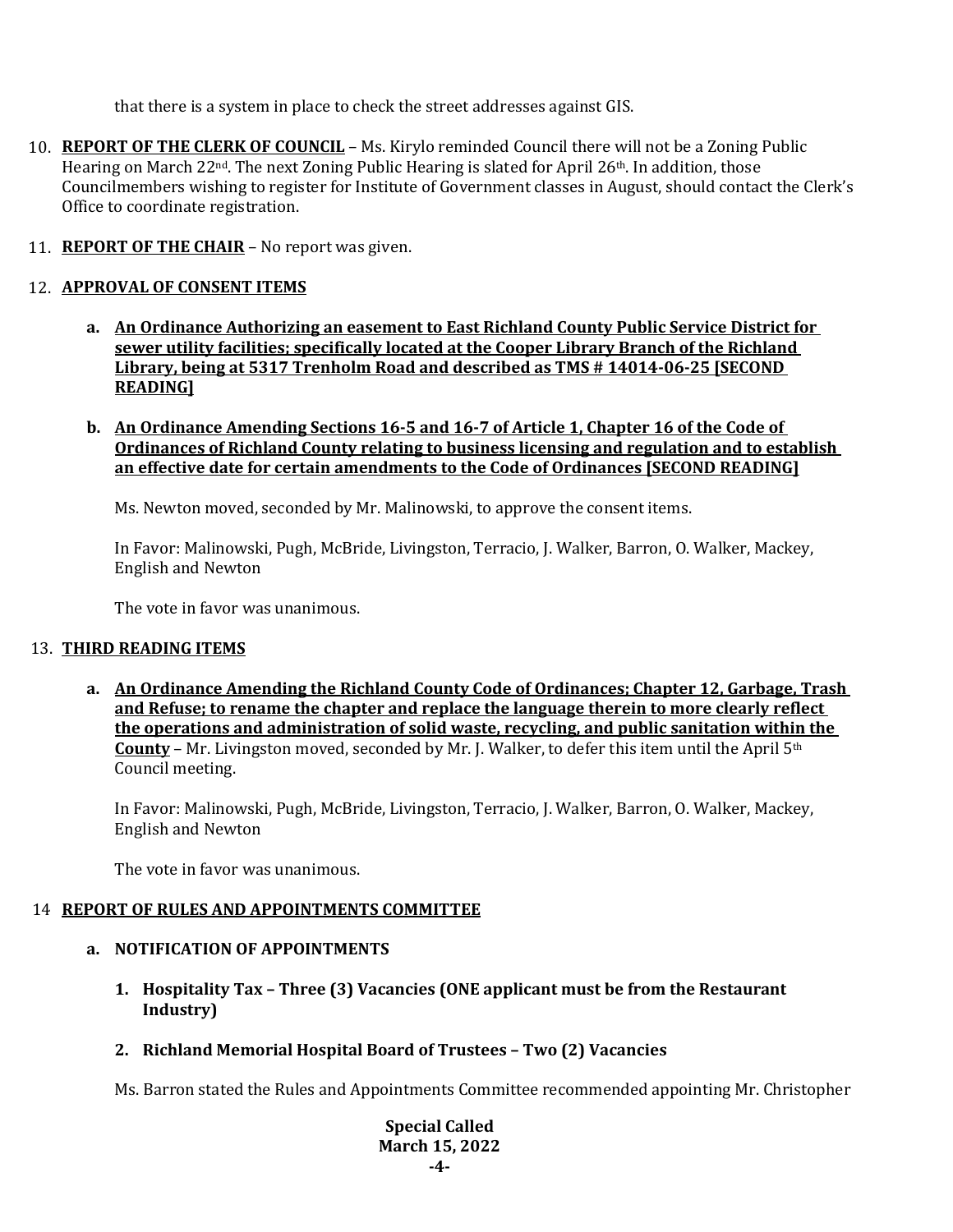that there is a system in place to check the street addresses against GIS.

10. **REPORT OF THE CLERK OF COUNCIL** – Ms. Kirylo reminded Council there will not be a Zoning Public Hearing on March 22nd. The next Zoning Public Hearing is slated for April 26th. In addition, those Councilmembers wishing to register for Institute of Government classes in August, should contact the Clerk's Office to coordinate registration.

11. **REPORT OF THE CHAIR** – No report was given.

12. **APPROVAL OF CONSENT ITEMS**

    **a. An Ordinance Authorizing an easement to East Richland County Public Service District for sewer utility facilities; specifically located at the Cooper Library Branch of the Richland Library, being at 5317 Trenholm Road and described as TMS # 14014-06-25 [SECOND READING]**

    **b. An Ordinance Amending Sections 16-5 and 16-7 of Article 1, Chapter 16 of the Code of Ordinances of Richland County relating to business licensing and regulation and to establish an effective date for certain amendments to the Code of Ordinances [SECOND READING]**

    Ms. Newton moved, seconded by Mr. Malinowski, to approve the consent items.

    In Favor: Malinowski, Pugh, McBride, Livingston, Terracio, J. Walker, Barron, O. Walker, Mackey, English and Newton

    The vote in favor was unanimous.

13. **THIRD READING ITEMS**

    **a. An Ordinance Amending the Richland County Code of Ordinances; Chapter 12, Garbage, Trash and Refuse; to rename the chapter and replace the language therein to more clearly reflect the operations and administration of solid waste, recycling, and public sanitation within the County** – Mr. Livingston moved, seconded by Mr. J. Walker, to defer this item until the April 5th Council meeting.

    In Favor: Malinowski, Pugh, McBride, Livingston, Terracio, J. Walker, Barron, O. Walker, Mackey, English and Newton

    The vote in favor was unanimous.

14 **REPORT OF RULES AND APPOINTMENTS COMMITTEE**

   **a. NOTIFICATION OF APPOINTMENTS**

   **1. Hospitality Tax – Three (3) Vacancies (ONE applicant must be from the Restaurant Industry)**

   **2. Richland Memorial Hospital Board of Trustees – Two (2) Vacancies**

   Ms. Barron stated the Rules and Appointments Committee recommended appointing Mr. Christopher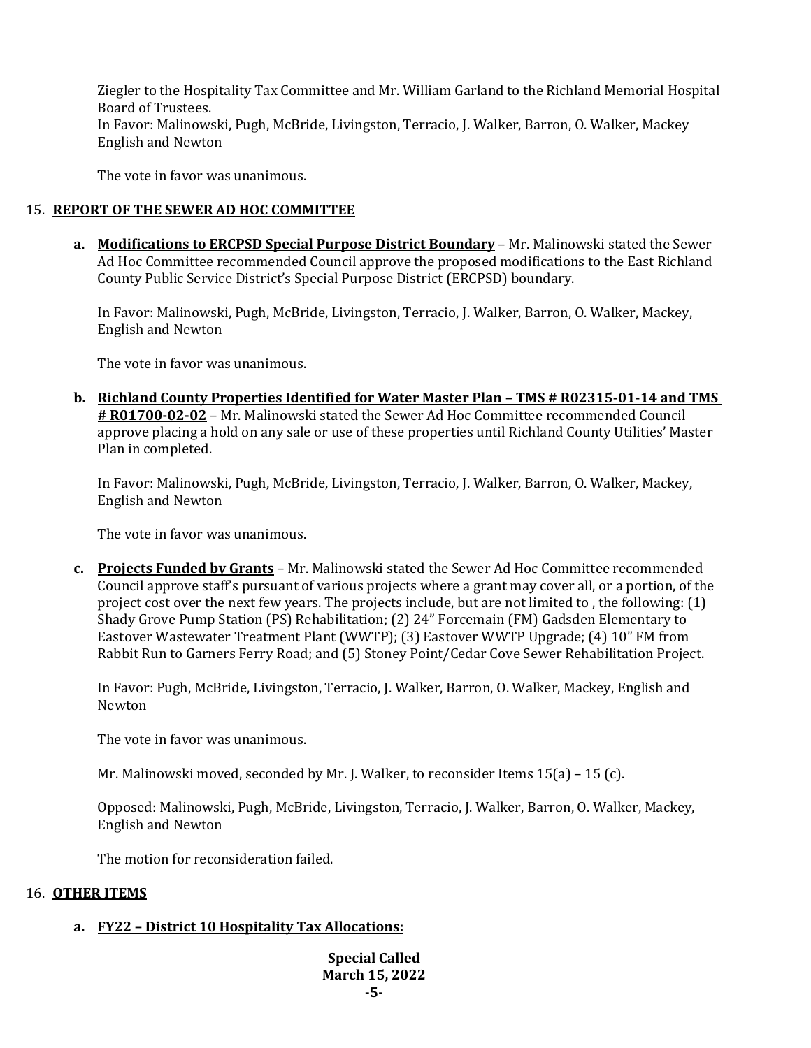Ziegler to the Hospitality Tax Committee and Mr. William Garland to the Richland Memorial Hospital Board of Trustees.

In Favor: Malinowski, Pugh, McBride, Livingston, Terracio, J. Walker, Barron, O. Walker, Mackey English and Newton

The vote in favor was unanimous.

15. **REPORT OF THE SEWER AD HOC COMMITTEE**

   a. **Modifications to ERCPSD Special Purpose District Boundary** – Mr. Malinowski stated the Sewer Ad Hoc Committee recommended Council approve the proposed modifications to the East Richland County Public Service District's Special Purpose District (ERCPSD) boundary.

      In Favor: Malinowski, Pugh, McBride, Livingston, Terracio, J. Walker, Barron, O. Walker, Mackey, English and Newton

      The vote in favor was unanimous.

   b. **Richland County Properties Identified for Water Master Plan – TMS # R02315-01-14 and TMS # R01700-02-02** – Mr. Malinowski stated the Sewer Ad Hoc Committee recommended Council approve placing a hold on any sale or use of these properties until Richland County Utilities' Master Plan in completed.

      In Favor: Malinowski, Pugh, McBride, Livingston, Terracio, J. Walker, Barron, O. Walker, Mackey, English and Newton

      The vote in favor was unanimous.

   c. **Projects Funded by Grants** – Mr. Malinowski stated the Sewer Ad Hoc Committee recommended Council approve staff's pursuant of various projects where a grant may cover all, or a portion, of the project cost over the next few years. The projects include, but are not limited to , the following: (1) Shady Grove Pump Station (PS) Rehabilitation; (2) 24" Forcemain (FM) Gadsden Elementary to Eastover Wastewater Treatment Plant (WWTP); (3) Eastover WWTP Upgrade; (4) 10" FM from Rabbit Run to Garners Ferry Road; and (5) Stoney Point/Cedar Cove Sewer Rehabilitation Project.

      In Favor: Pugh, McBride, Livingston, Terracio, J. Walker, Barron, O. Walker, Mackey, English and Newton

      The vote in favor was unanimous.

      Mr. Malinowski moved, seconded by Mr. J. Walker, to reconsider Items 15(a) – 15 (c).

      Opposed: Malinowski, Pugh, McBride, Livingston, Terracio, J. Walker, Barron, O. Walker, Mackey, English and Newton

      The motion for reconsideration failed.

16. **OTHER ITEMS**

   a. **FY22 – District 10 Hospitality Tax Allocations:**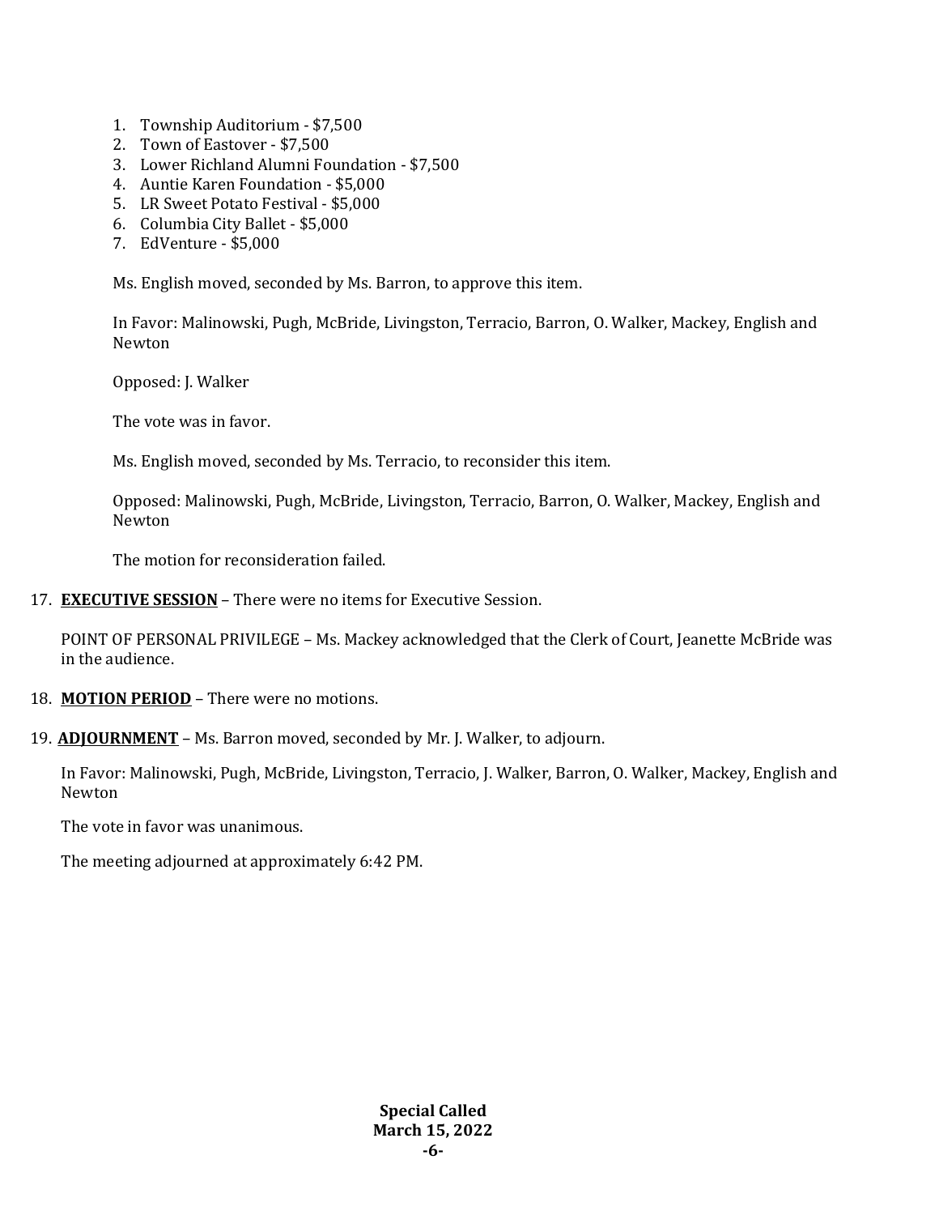1. Township Auditorium - $7,500
2. Town of Eastover - $7,500
3. Lower Richland Alumni Foundation - $7,500
4. Auntie Karen Foundation - $5,000
5. LR Sweet Potato Festival - $5,000
6. Columbia City Ballet - $5,000
7. EdVenture - $5,000

Ms. English moved, seconded by Ms. Barron, to approve this item.

In Favor: Malinowski, Pugh, McBride, Livingston, Terracio, Barron, O. Walker, Mackey, English and Newton

Opposed: J. Walker

The vote was in favor.

Ms. English moved, seconded by Ms. Terracio, to reconsider this item.

Opposed: Malinowski, Pugh, McBride, Livingston, Terracio, Barron, O. Walker, Mackey, English and Newton

The motion for reconsideration failed.

17. **EXECUTIVE SESSION** – There were no items for Executive Session.

    POINT OF PERSONAL PRIVILEGE – Ms. Mackey acknowledged that the Clerk of Court, Jeanette McBride was in the audience.

18. **MOTION PERIOD** – There were no motions.

19. **ADJOURNMENT** – Ms. Barron moved, seconded by Mr. J. Walker, to adjourn.

    In Favor: Malinowski, Pugh, McBride, Livingston, Terracio, J. Walker, Barron, O. Walker, Mackey, English and Newton

    The vote in favor was unanimous.

    The meeting adjourned at approximately 6:42 PM.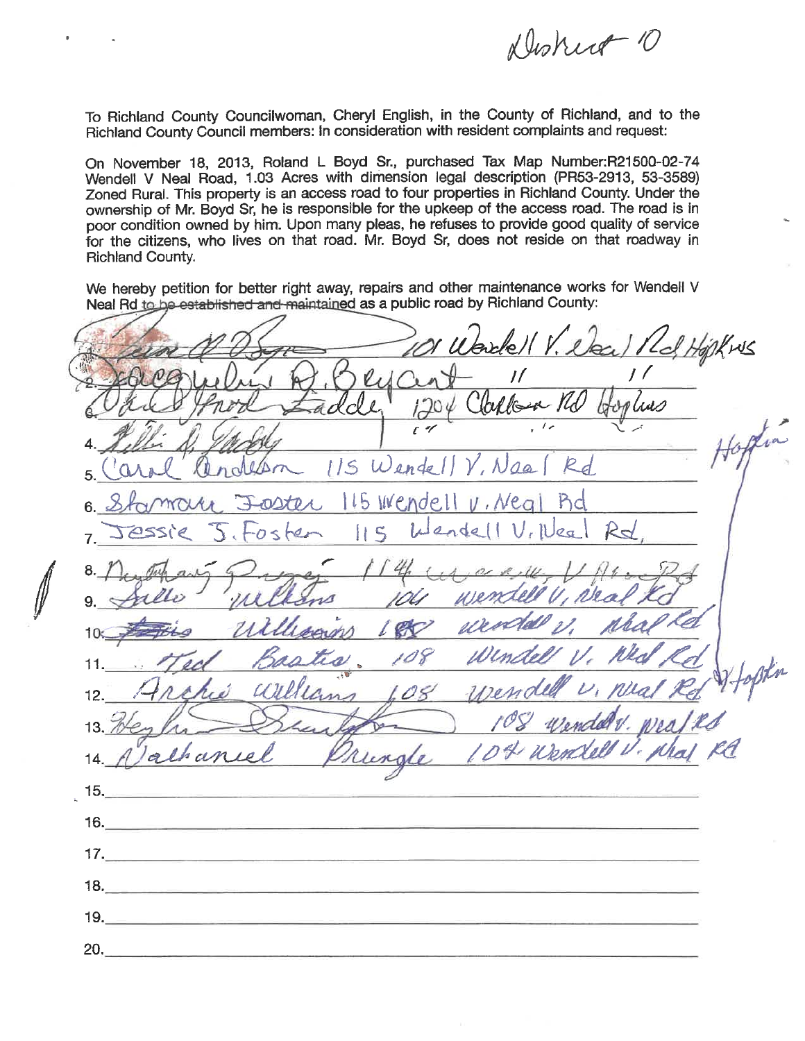District 10

To Richland County Councilwoman, Cheryl English, in the County of Richland, and to the Richland County Council members: In consideration with resident complaints and request:

On November 18, 2013, Roland L Boyd Sr., purchased Tax Map Number:R21500-02-74 Wendell V Neal Road, 1.03 Acres with dimension legal description (PR53-2913, 53-3589) Zoned Rural. This property is an access road to four properties in Richland County. Under the ownership of Mr. Boyd Sr, he is responsible for the upkeep of the access road. The road is in poor condition owned by him. Upon many pleas, he refuses to provide good quality of service for the citizens, who lives on that road. Mr. Boyd Sr, does not reside on that roadway in Richland County.

We hereby petition for better right away, repairs and other maintenance works for Wendell V Neal Rd ~~to be established and maintained~~ as a public road by Richland County:

1. [signature] 101 Wendell V. Neal Rd Hopkins
2. Jacquelin D. Bryant " "
3. [signature] Laddie 1204 Clarkson Rd Hopkins
4. [signature] " " " Hopkins
5. Carol Anderson 115 Wendell V. Neal Rd
6. Shamara Foster 115 Wendell V. Neal Rd
7. Jessie J. Foster 115 Wendell V. Neal Rd,
8. [signature] 114 Wendell V Neal Rd
9. Sallie Wilkins 106 Wendell V. Neal Rd
10. [signature] Williams 108 Wendell V. Neal Rd
11. Ted Bastia. 108 Wendell V. Neal Rd
12. Archie Williams 108 Wendell V. Neal Rd Hopkin
13. [signature] 108 Wendell V. Neal Rd
14. Nathaniel Pringle 104 Wendell V. Neal Rd
15.
16.
17.
18.
19.
20.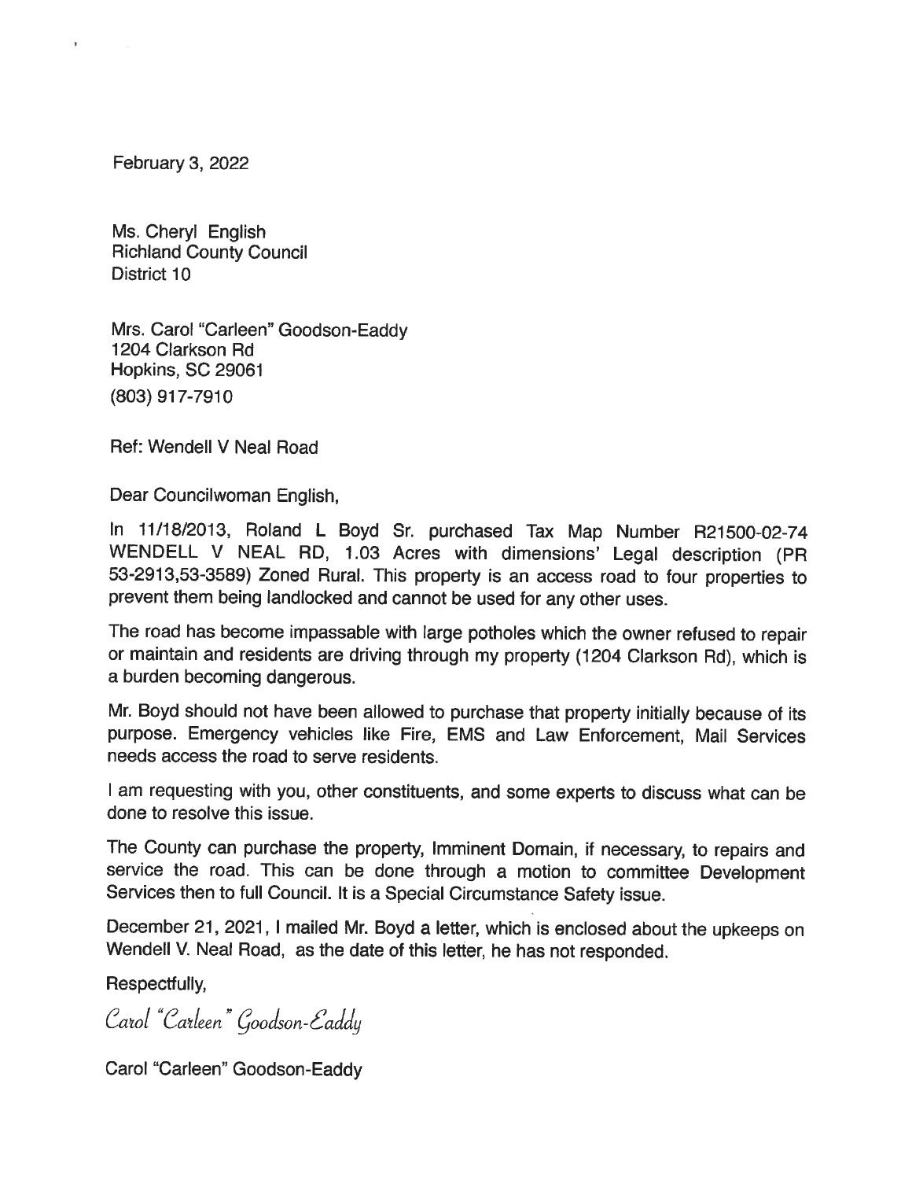February 3, 2022

Ms. Cheryl English
Richland County Council
District 10

Mrs. Carol "Carleen" Goodson-Eaddy
1204 Clarkson Rd
Hopkins, SC 29061
(803) 917-7910

Ref: Wendell V Neal Road

Dear Councilwoman English,

In 11/18/2013, Roland L Boyd Sr. purchased Tax Map Number R21500-02-74 WENDELL V NEAL RD, 1.03 Acres with dimensions' Legal description (PR 53-2913,53-3589) Zoned Rural. This property is an access road to four properties to prevent them being landlocked and cannot be used for any other uses.

The road has become impassable with large potholes which the owner refused to repair or maintain and residents are driving through my property (1204 Clarkson Rd), which is a burden becoming dangerous.

Mr. Boyd should not have been allowed to purchase that property initially because of its purpose. Emergency vehicles like Fire, EMS and Law Enforcement, Mail Services needs access the road to serve residents.

I am requesting with you, other constituents, and some experts to discuss what can be done to resolve this issue.

The County can purchase the property, Imminent Domain, if necessary, to repairs and service the road. This can be done through a motion to committee Development Services then to full Council. It is a Special Circumstance Safety issue.

December 21, 2021, I mailed Mr. Boyd a letter, which is enclosed about the upkeeps on Wendell V. Neal Road, as the date of this letter, he has not responded.

Respectfully,

*Carol "Carleen" Goodson-Eaddy*

Carol "Carleen" Goodson-Eaddy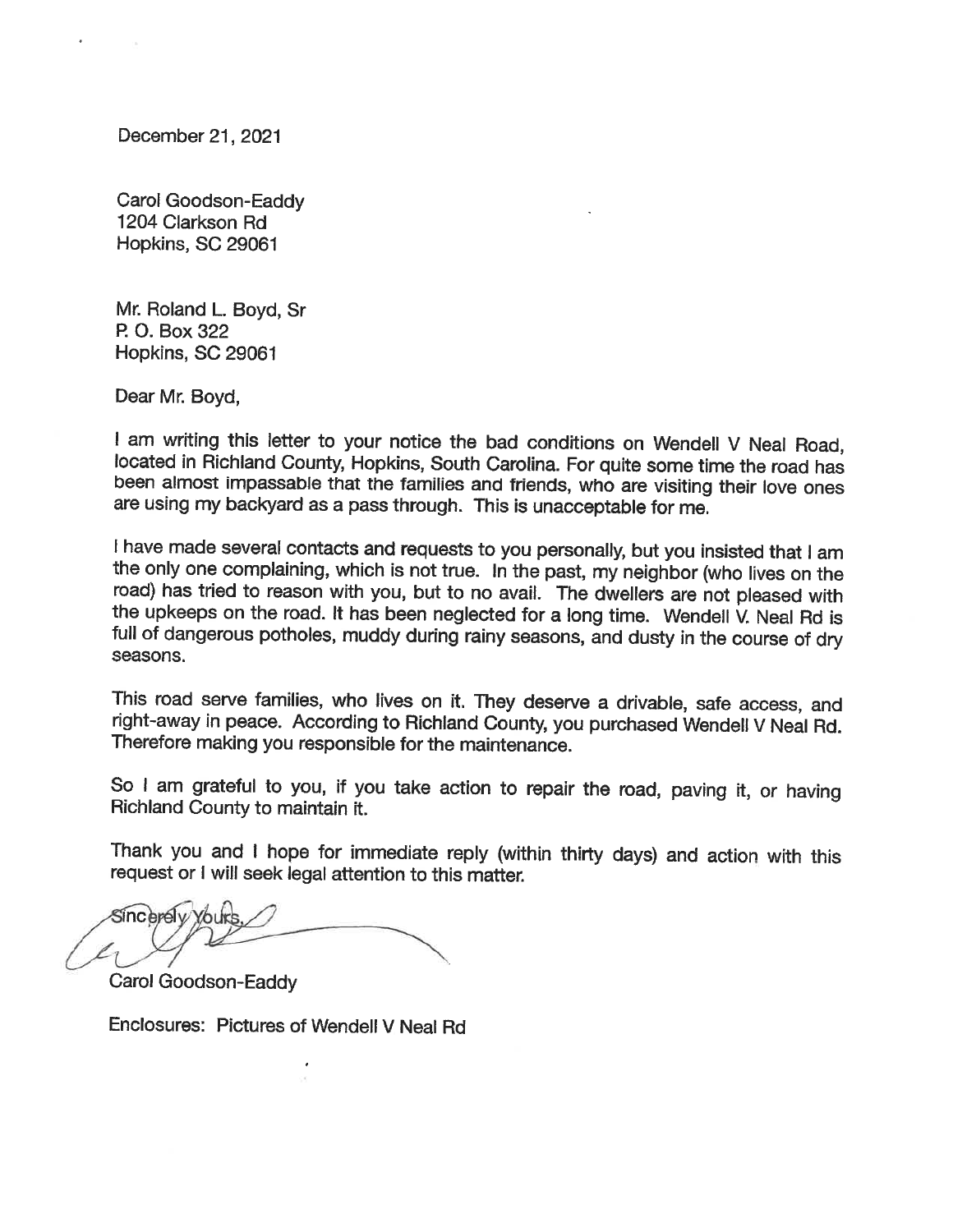December 21, 2021

Carol Goodson-Eaddy
1204 Clarkson Rd
Hopkins, SC 29061

Mr. Roland L. Boyd, Sr
P. O. Box 322
Hopkins, SC 29061

Dear Mr. Boyd,

I am writing this letter to your notice the bad conditions on Wendell V Neal Road, located in Richland County, Hopkins, South Carolina. For quite some time the road has been almost impassable that the families and friends, who are visiting their love ones are using my backyard as a pass through. This is unacceptable for me.

I have made several contacts and requests to you personally, but you insisted that I am the only one complaining, which is not true. In the past, my neighbor (who lives on the road) has tried to reason with you, but to no avail. The dwellers are not pleased with the upkeeps on the road. It has been neglected for a long time. Wendell V. Neal Rd is full of dangerous potholes, muddy during rainy seasons, and dusty in the course of dry seasons.

This road serve families, who lives on it. They deserve a drivable, safe access, and right-away in peace. According to Richland County, you purchased Wendell V Neal Rd. Therefore making you responsible for the maintenance.

So I am grateful to you, if you take action to repair the road, paving it, or having Richland County to maintain it.

Thank you and I hope for immediate reply (within thirty days) and action with this request or I will seek legal attention to this matter.

Sincerely Yours,

Carol Goodson-Eaddy

Enclosures: Pictures of Wendell V Neal Rd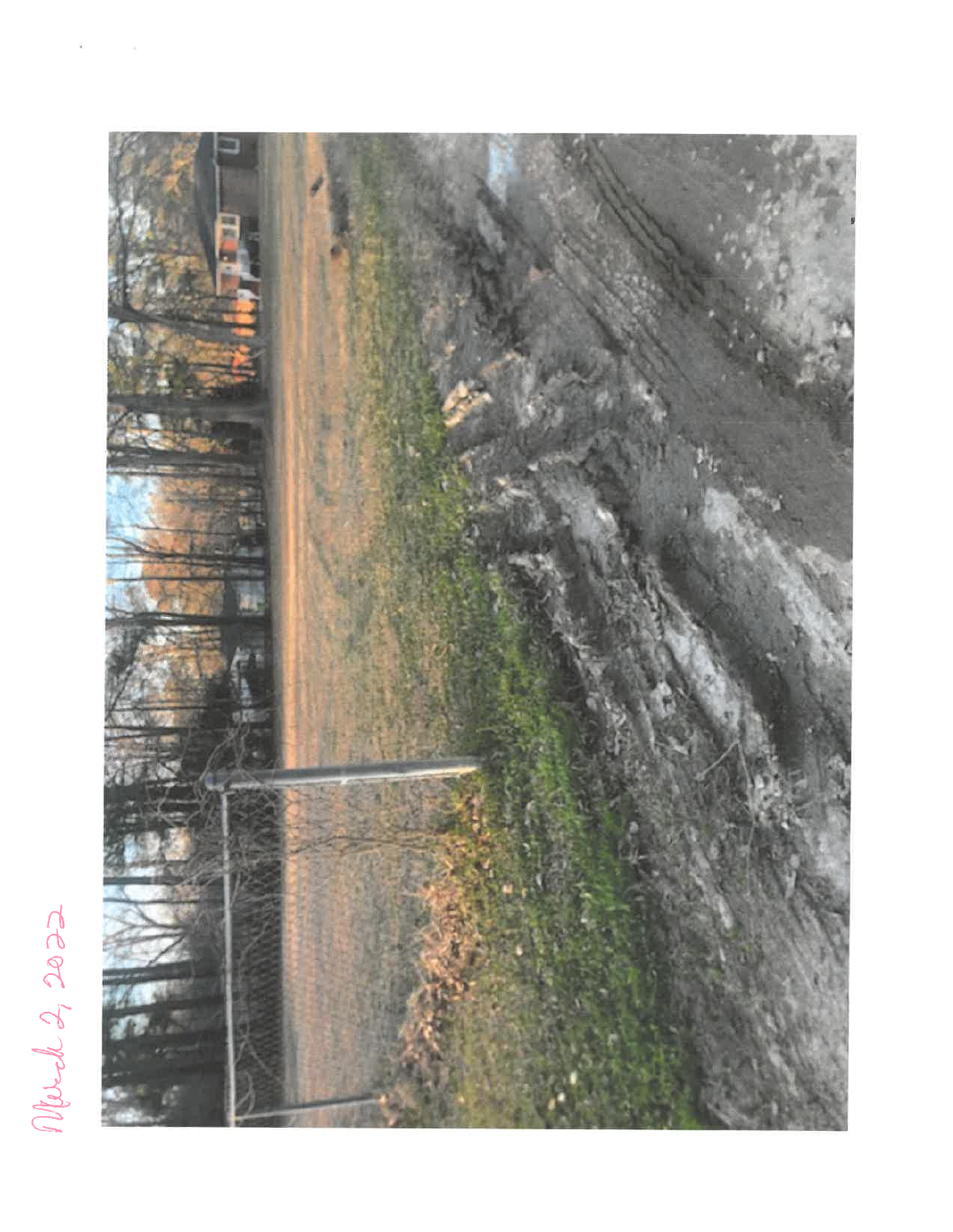March 2, 2022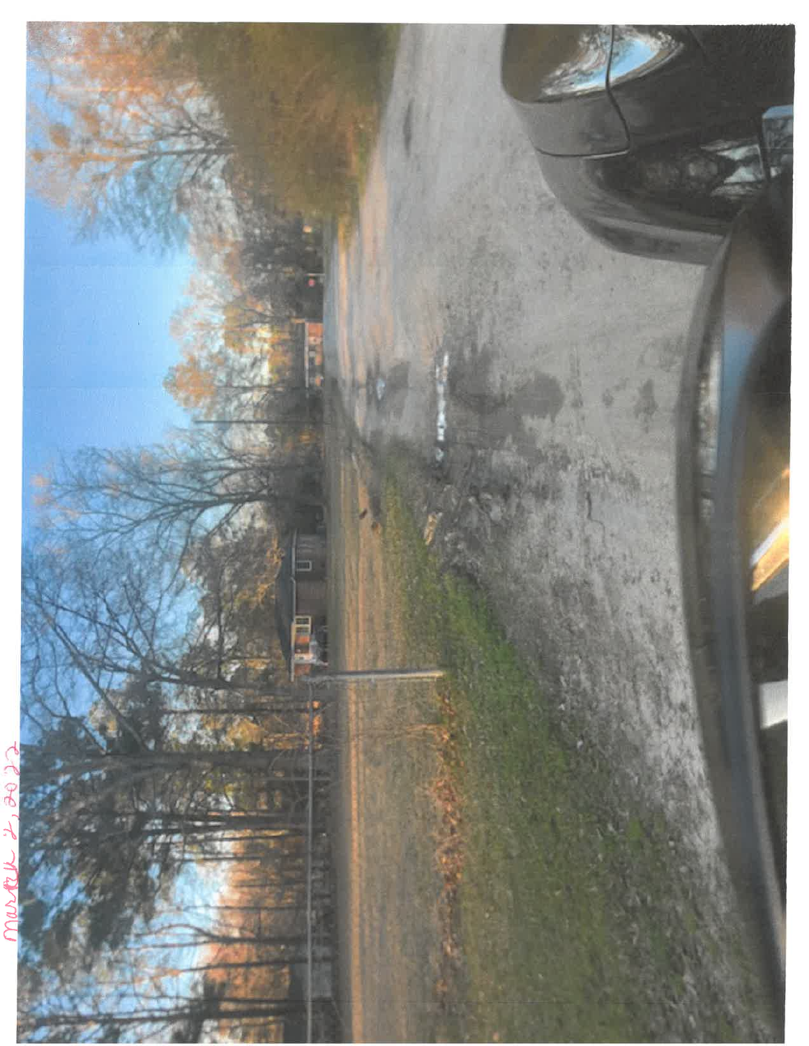March 2, 2022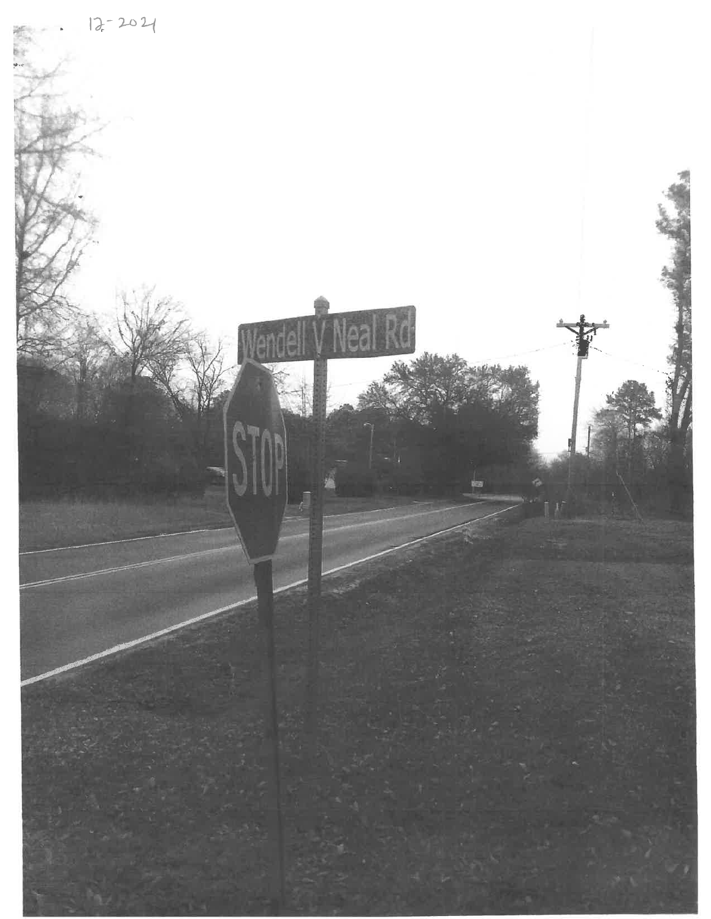12-2021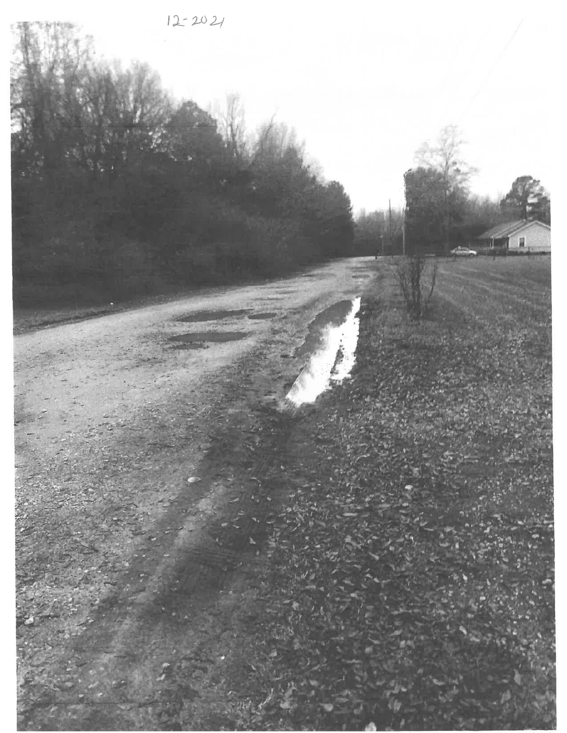12-2021